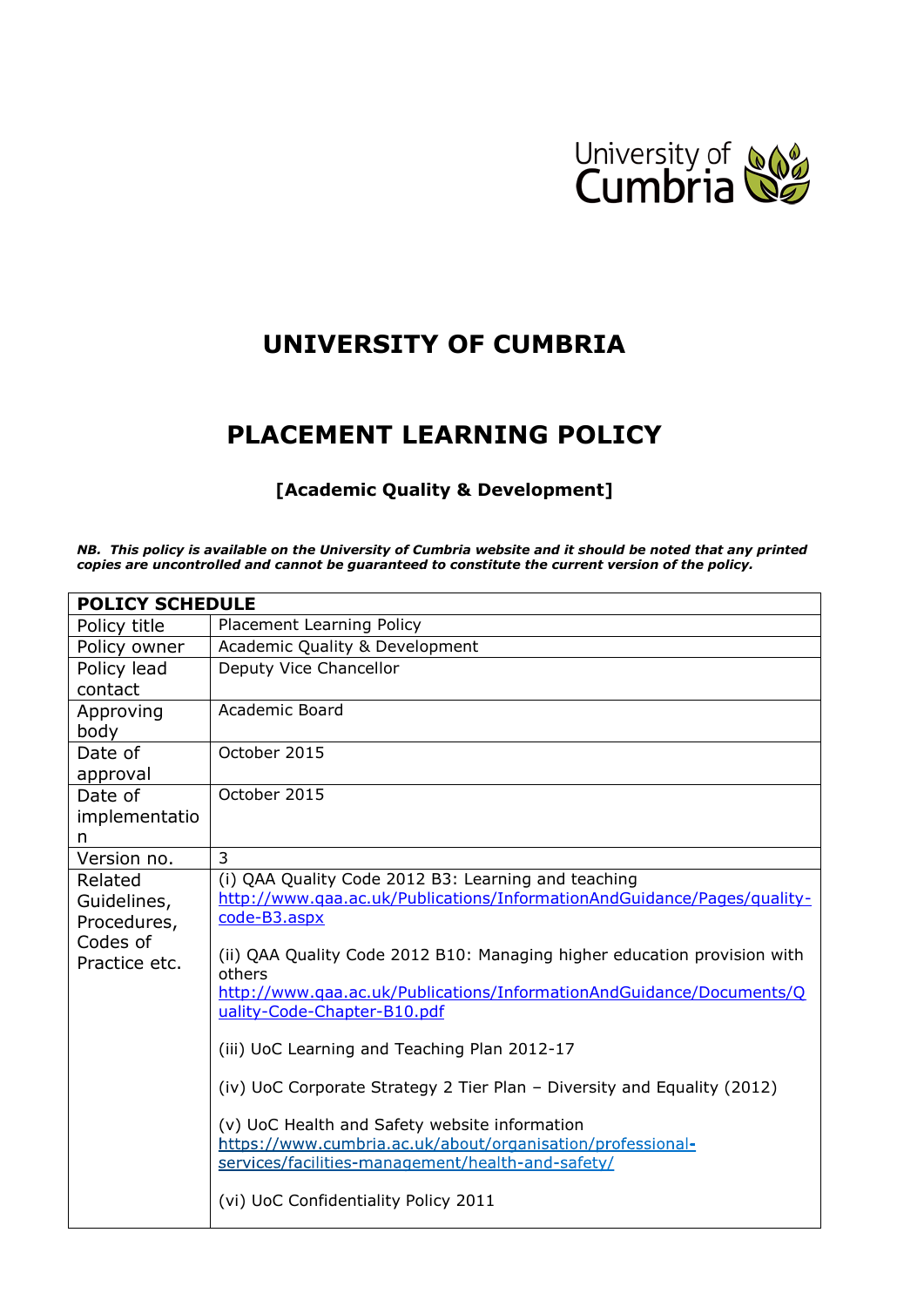# UNIVERSITY OF CUMBRIA

# PLACEMENT LEARNING POLICY

### [Academic Quality & Development]

***NB. This policy is available on the University of Cumbria website and it should be noted that any printed copies are uncontrolled and cannot be guaranteed to constitute the current version of the policy.***

| **POLICY SCHEDULE** | |
|---|---|
| Policy title | Placement Learning Policy |
| Policy owner | Academic Quality & Development |
| Policy lead contact | Deputy Vice Chancellor |
| Approving body | Academic Board |
| Date of approval | October 2015 |
| Date of implementation | October 2015 |
| Version no. | 3 |
| Related Guidelines, Procedures, Codes of Practice etc. | (i) QAA Quality Code 2012 B3: Learning and teaching http://www.qaa.ac.uk/Publications/InformationAndGuidance/Pages/quality-code-B3.aspx<br><br>(ii) QAA Quality Code 2012 B10: Managing higher education provision with others http://www.qaa.ac.uk/Publications/InformationAndGuidance/Documents/Quality-Code-Chapter-B10.pdf<br><br>(iii) UoC Learning and Teaching Plan 2012-17<br><br>(iv) UoC Corporate Strategy 2 Tier Plan – Diversity and Equality (2012)<br><br>(v) UoC Health and Safety website information https://www.cumbria.ac.uk/about/organisation/professional-services/facilities-management/health-and-safety/<br><br>(vi) UoC Confidentiality Policy 2011 |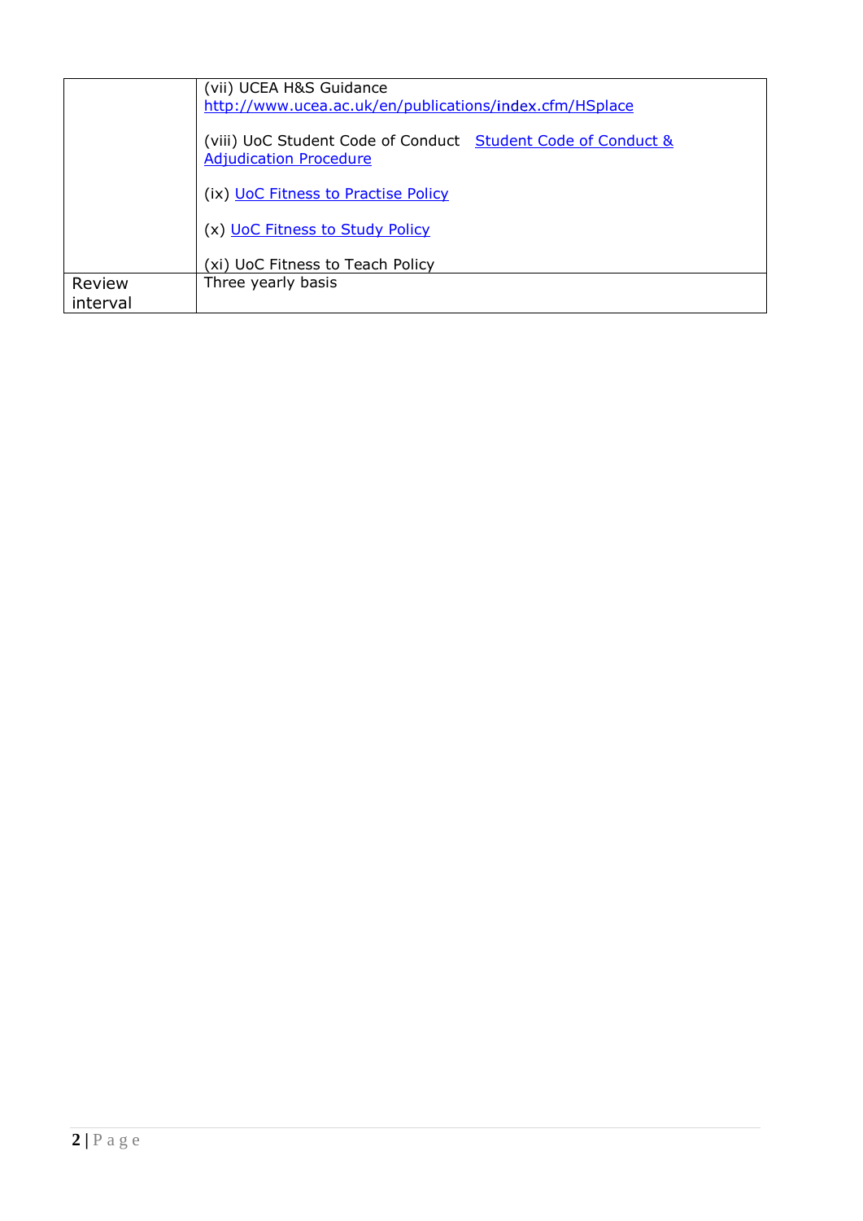| | |
|---|---|
| | (vii) UCEA H&S Guidance http://www.ucea.ac.uk/en/publications/index.cfm/HSplace<br><br>(viii) UoC Student Code of Conduct Student Code of Conduct & Adjudication Procedure<br><br>(ix) UoC Fitness to Practise Policy<br><br>(x) UoC Fitness to Study Policy<br><br>(xi) UoC Fitness to Teach Policy |
| Review interval | Three yearly basis |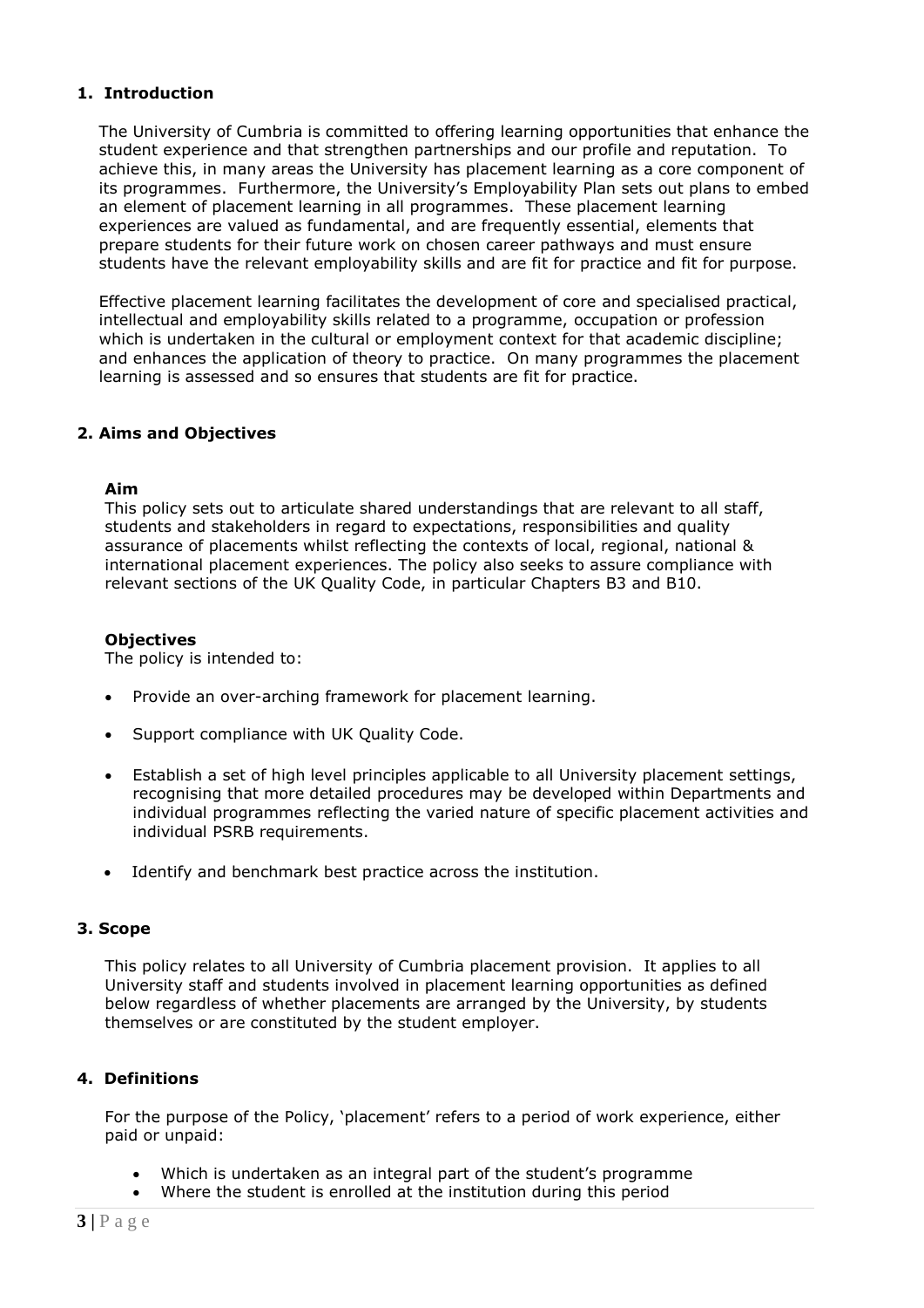## 1. Introduction

The University of Cumbria is committed to offering learning opportunities that enhance the student experience and that strengthen partnerships and our profile and reputation. To achieve this, in many areas the University has placement learning as a core component of its programmes. Furthermore, the University's Employability Plan sets out plans to embed an element of placement learning in all programmes. These placement learning experiences are valued as fundamental, and are frequently essential, elements that prepare students for their future work on chosen career pathways and must ensure students have the relevant employability skills and are fit for practice and fit for purpose.

Effective placement learning facilitates the development of core and specialised practical, intellectual and employability skills related to a programme, occupation or profession which is undertaken in the cultural or employment context for that academic discipline; and enhances the application of theory to practice. On many programmes the placement learning is assessed and so ensures that students are fit for practice.

## 2. Aims and Objectives

### Aim

This policy sets out to articulate shared understandings that are relevant to all staff, students and stakeholders in regard to expectations, responsibilities and quality assurance of placements whilst reflecting the contexts of local, regional, national & international placement experiences. The policy also seeks to assure compliance with relevant sections of the UK Quality Code, in particular Chapters B3 and B10.

### Objectives

The policy is intended to:

- Provide an over-arching framework for placement learning.
- Support compliance with UK Quality Code.
- Establish a set of high level principles applicable to all University placement settings, recognising that more detailed procedures may be developed within Departments and individual programmes reflecting the varied nature of specific placement activities and individual PSRB requirements.
- Identify and benchmark best practice across the institution.

## 3. Scope

This policy relates to all University of Cumbria placement provision. It applies to all University staff and students involved in placement learning opportunities as defined below regardless of whether placements are arranged by the University, by students themselves or are constituted by the student employer.

## 4. Definitions

For the purpose of the Policy, 'placement' refers to a period of work experience, either paid or unpaid:

- Which is undertaken as an integral part of the student's programme
- Where the student is enrolled at the institution during this period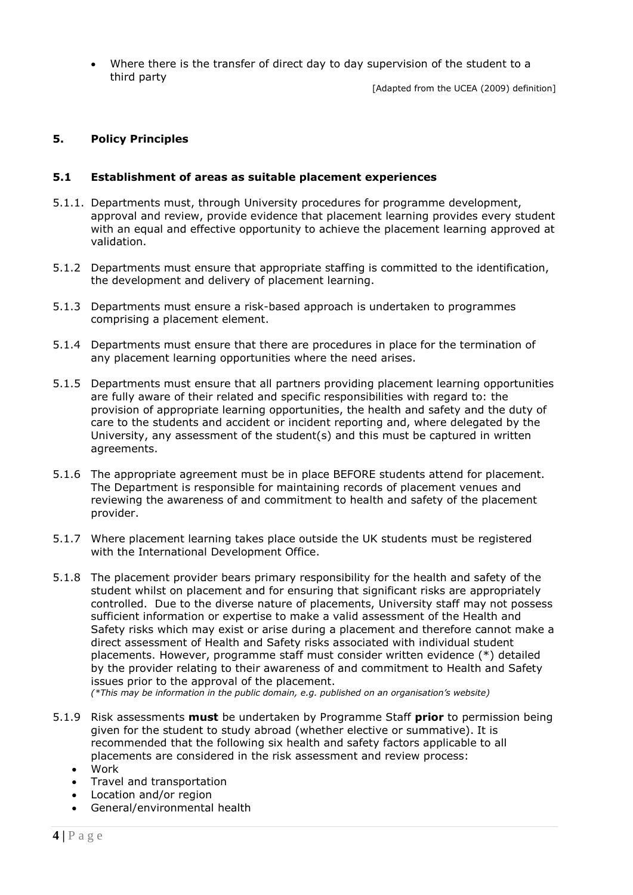- Where there is the transfer of direct day to day supervision of the student to a third party

[Adapted from the UCEA (2009) definition]

## 5. Policy Principles

### 5.1 Establishment of areas as suitable placement experiences

5.1.1. Departments must, through University procedures for programme development, approval and review, provide evidence that placement learning provides every student with an equal and effective opportunity to achieve the placement learning approved at validation.

5.1.2 Departments must ensure that appropriate staffing is committed to the identification, the development and delivery of placement learning.

5.1.3 Departments must ensure a risk-based approach is undertaken to programmes comprising a placement element.

5.1.4 Departments must ensure that there are procedures in place for the termination of any placement learning opportunities where the need arises.

5.1.5 Departments must ensure that all partners providing placement learning opportunities are fully aware of their related and specific responsibilities with regard to: the provision of appropriate learning opportunities, the health and safety and the duty of care to the students and accident or incident reporting and, where delegated by the University, any assessment of the student(s) and this must be captured in written agreements.

5.1.6 The appropriate agreement must be in place BEFORE students attend for placement. The Department is responsible for maintaining records of placement venues and reviewing the awareness of and commitment to health and safety of the placement provider.

5.1.7 Where placement learning takes place outside the UK students must be registered with the International Development Office.

5.1.8 The placement provider bears primary responsibility for the health and safety of the student whilst on placement and for ensuring that significant risks are appropriately controlled. Due to the diverse nature of placements, University staff may not possess sufficient information or expertise to make a valid assessment of the Health and Safety risks which may exist or arise during a placement and therefore cannot make a direct assessment of Health and Safety risks associated with individual student placements. However, programme staff must consider written evidence (*) detailed by the provider relating to their awareness of and commitment to Health and Safety issues prior to the approval of the placement.

*(*This may be information in the public domain, e.g. published on an organisation's website)*

5.1.9 Risk assessments **must** be undertaken by Programme Staff **prior** to permission being given for the student to study abroad (whether elective or summative). It is recommended that the following six health and safety factors applicable to all placements are considered in the risk assessment and review process:

- Work
- Travel and transportation
- Location and/or region
- General/environmental health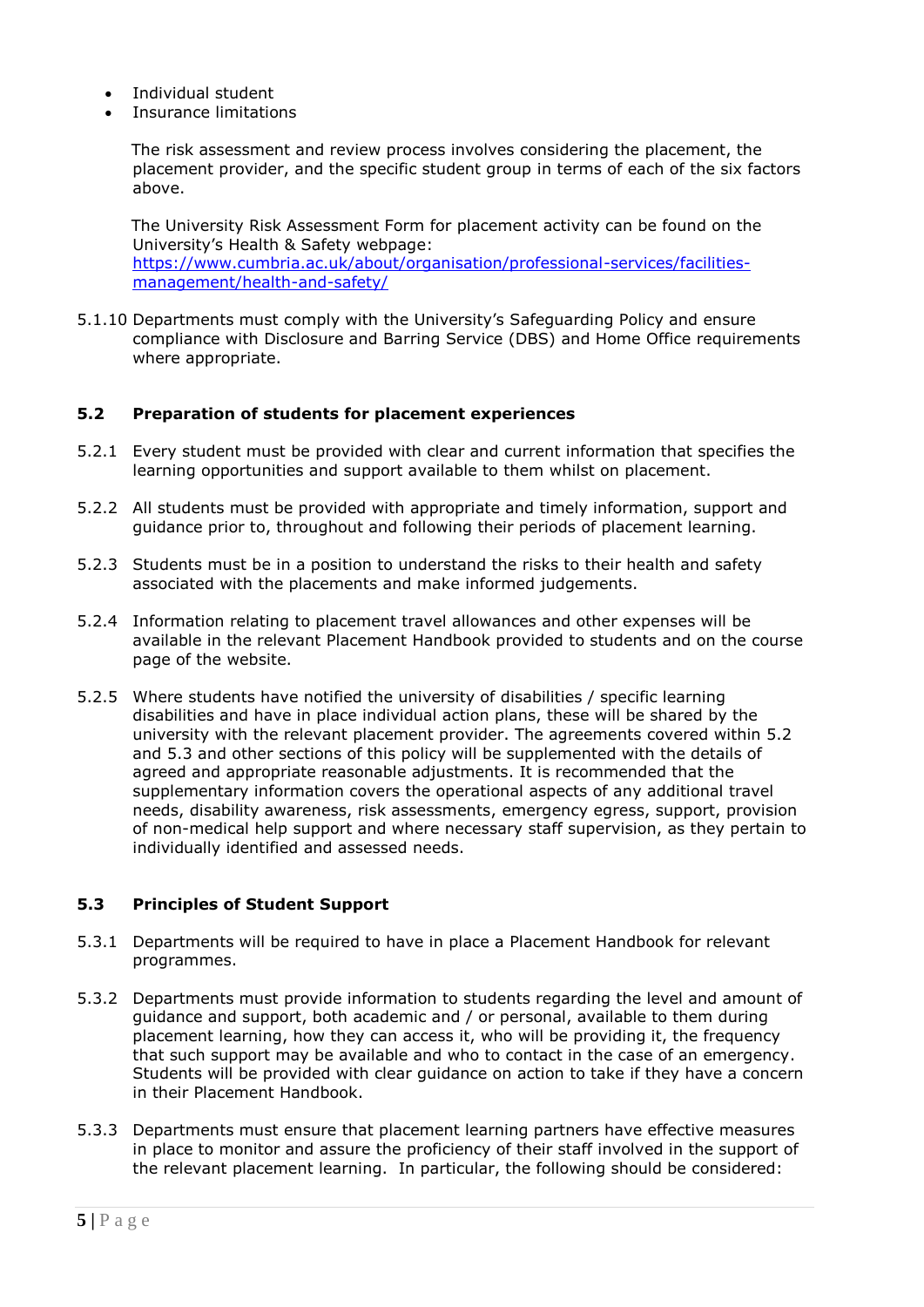- Individual student
- Insurance limitations

The risk assessment and review process involves considering the placement, the placement provider, and the specific student group in terms of each of the six factors above.

The University Risk Assessment Form for placement activity can be found on the University's Health & Safety webpage: [https://www.cumbria.ac.uk/about/organisation/professional-services/facilities-management/health-and-safety/](https://www.cumbria.ac.uk/about/organisation/professional-services/facilities-management/health-and-safety/)

5.1.10 Departments must comply with the University's Safeguarding Policy and ensure compliance with Disclosure and Barring Service (DBS) and Home Office requirements where appropriate.

### 5.2 Preparation of students for placement experiences

5.2.1 Every student must be provided with clear and current information that specifies the learning opportunities and support available to them whilst on placement.

5.2.2 All students must be provided with appropriate and timely information, support and guidance prior to, throughout and following their periods of placement learning.

5.2.3 Students must be in a position to understand the risks to their health and safety associated with the placements and make informed judgements.

5.2.4 Information relating to placement travel allowances and other expenses will be available in the relevant Placement Handbook provided to students and on the course page of the website.

5.2.5 Where students have notified the university of disabilities / specific learning disabilities and have in place individual action plans, these will be shared by the university with the relevant placement provider. The agreements covered within 5.2 and 5.3 and other sections of this policy will be supplemented with the details of agreed and appropriate reasonable adjustments. It is recommended that the supplementary information covers the operational aspects of any additional travel needs, disability awareness, risk assessments, emergency egress, support, provision of non-medical help support and where necessary staff supervision, as they pertain to individually identified and assessed needs.

### 5.3 Principles of Student Support

5.3.1 Departments will be required to have in place a Placement Handbook for relevant programmes.

5.3.2 Departments must provide information to students regarding the level and amount of guidance and support, both academic and / or personal, available to them during placement learning, how they can access it, who will be providing it, the frequency that such support may be available and who to contact in the case of an emergency. Students will be provided with clear guidance on action to take if they have a concern in their Placement Handbook.

5.3.3 Departments must ensure that placement learning partners have effective measures in place to monitor and assure the proficiency of their staff involved in the support of the relevant placement learning. In particular, the following should be considered: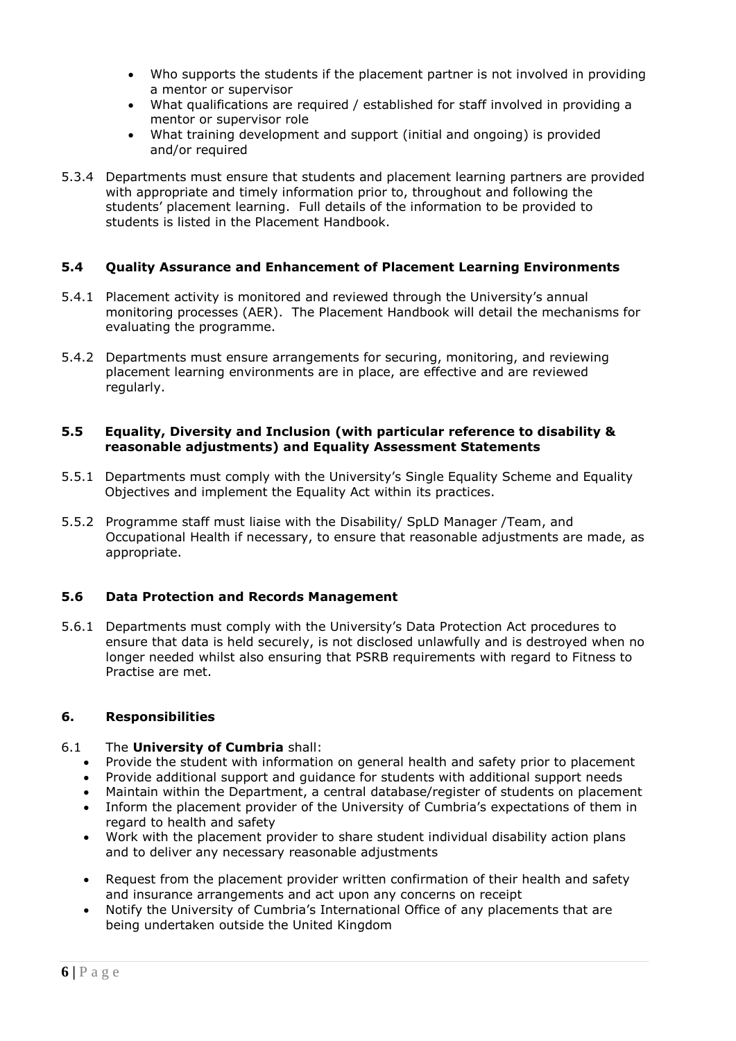- Who supports the students if the placement partner is not involved in providing a mentor or supervisor
- What qualifications are required / established for staff involved in providing a mentor or supervisor role
- What training development and support (initial and ongoing) is provided and/or required

5.3.4 Departments must ensure that students and placement learning partners are provided with appropriate and timely information prior to, throughout and following the students' placement learning. Full details of the information to be provided to students is listed in the Placement Handbook.

### 5.4 Quality Assurance and Enhancement of Placement Learning Environments

5.4.1 Placement activity is monitored and reviewed through the University's annual monitoring processes (AER). The Placement Handbook will detail the mechanisms for evaluating the programme.

5.4.2 Departments must ensure arrangements for securing, monitoring, and reviewing placement learning environments are in place, are effective and are reviewed regularly.

### 5.5 Equality, Diversity and Inclusion (with particular reference to disability & reasonable adjustments) and Equality Assessment Statements

5.5.1 Departments must comply with the University's Single Equality Scheme and Equality Objectives and implement the Equality Act within its practices.

5.5.2 Programme staff must liaise with the Disability/ SpLD Manager /Team, and Occupational Health if necessary, to ensure that reasonable adjustments are made, as appropriate.

### 5.6 Data Protection and Records Management

5.6.1 Departments must comply with the University's Data Protection Act procedures to ensure that data is held securely, is not disclosed unlawfully and is destroyed when no longer needed whilst also ensuring that PSRB requirements with regard to Fitness to Practise are met.

## 6. Responsibilities

6.1 The **University of Cumbria** shall:

- Provide the student with information on general health and safety prior to placement
- Provide additional support and guidance for students with additional support needs
- Maintain within the Department, a central database/register of students on placement
- Inform the placement provider of the University of Cumbria's expectations of them in regard to health and safety
- Work with the placement provider to share student individual disability action plans and to deliver any necessary reasonable adjustments
- Request from the placement provider written confirmation of their health and safety and insurance arrangements and act upon any concerns on receipt
- Notify the University of Cumbria's International Office of any placements that are being undertaken outside the United Kingdom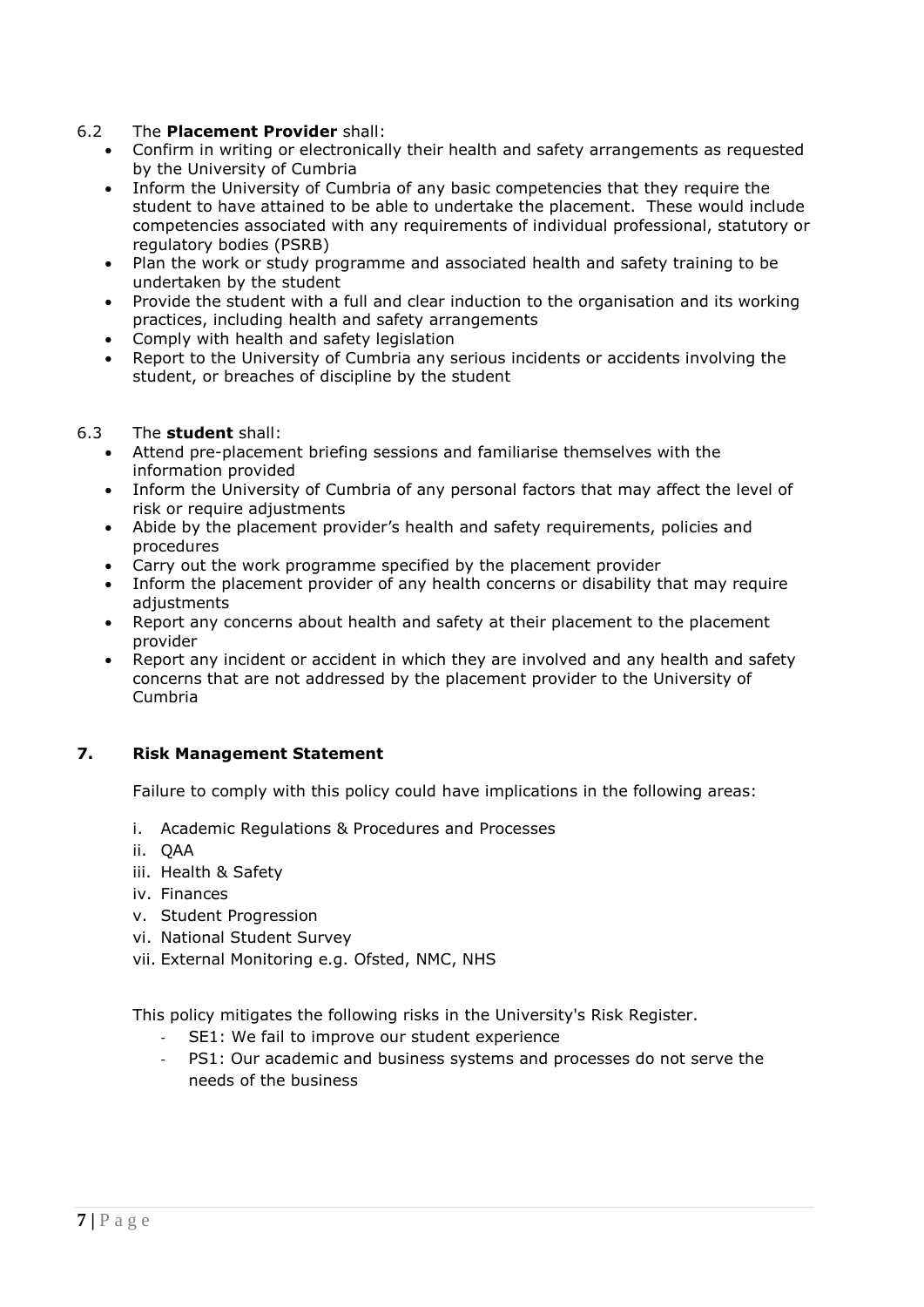6.2 The **Placement Provider** shall:

- Confirm in writing or electronically their health and safety arrangements as requested by the University of Cumbria
- Inform the University of Cumbria of any basic competencies that they require the student to have attained to be able to undertake the placement. These would include competencies associated with any requirements of individual professional, statutory or regulatory bodies (PSRB)
- Plan the work or study programme and associated health and safety training to be undertaken by the student
- Provide the student with a full and clear induction to the organisation and its working practices, including health and safety arrangements
- Comply with health and safety legislation
- Report to the University of Cumbria any serious incidents or accidents involving the student, or breaches of discipline by the student

6.3 The **student** shall:

- Attend pre-placement briefing sessions and familiarise themselves with the information provided
- Inform the University of Cumbria of any personal factors that may affect the level of risk or require adjustments
- Abide by the placement provider's health and safety requirements, policies and procedures
- Carry out the work programme specified by the placement provider
- Inform the placement provider of any health concerns or disability that may require adjustments
- Report any concerns about health and safety at their placement to the placement provider
- Report any incident or accident in which they are involved and any health and safety concerns that are not addressed by the placement provider to the University of Cumbria

## 7. Risk Management Statement

Failure to comply with this policy could have implications in the following areas:

i. Academic Regulations & Procedures and Processes
ii. QAA
iii. Health & Safety
iv. Finances
v. Student Progression
vi. National Student Survey
vii. External Monitoring e.g. Ofsted, NMC, NHS

This policy mitigates the following risks in the University's Risk Register.

- SE1: We fail to improve our student experience
- PS1: Our academic and business systems and processes do not serve the needs of the business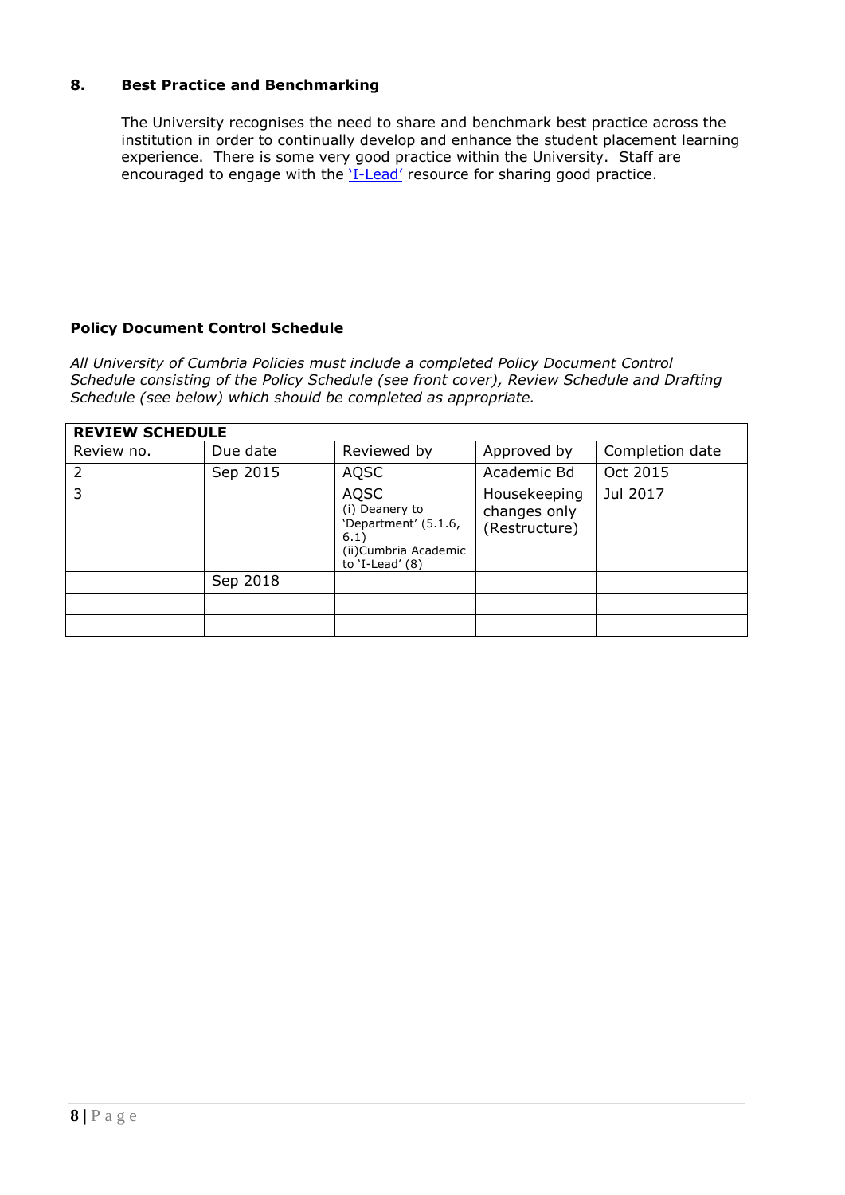## 8. Best Practice and Benchmarking

The University recognises the need to share and benchmark best practice across the institution in order to continually develop and enhance the student placement learning experience. There is some very good practice within the University. Staff are encouraged to engage with the 'I-Lead' resource for sharing good practice.

**Policy Document Control Schedule**

*All University of Cumbria Policies must include a completed Policy Document Control Schedule consisting of the Policy Schedule (see front cover), Review Schedule and Drafting Schedule (see below) which should be completed as appropriate.*

| **REVIEW SCHEDULE** | | | | |
|---|---|---|---|---|
| Review no. | Due date | Reviewed by | Approved by | Completion date |
| 2 | Sep 2015 | AQSC | Academic Bd | Oct 2015 |
| 3 | | AQSC<br>(i) Deanery to 'Department' (5.1.6, 6.1)<br>(ii)Cumbria Academic to 'I-Lead' (8) | Housekeeping changes only (Restructure) | Jul 2017 |
| | Sep 2018 | | | |
| | | | | |
| | | | | |